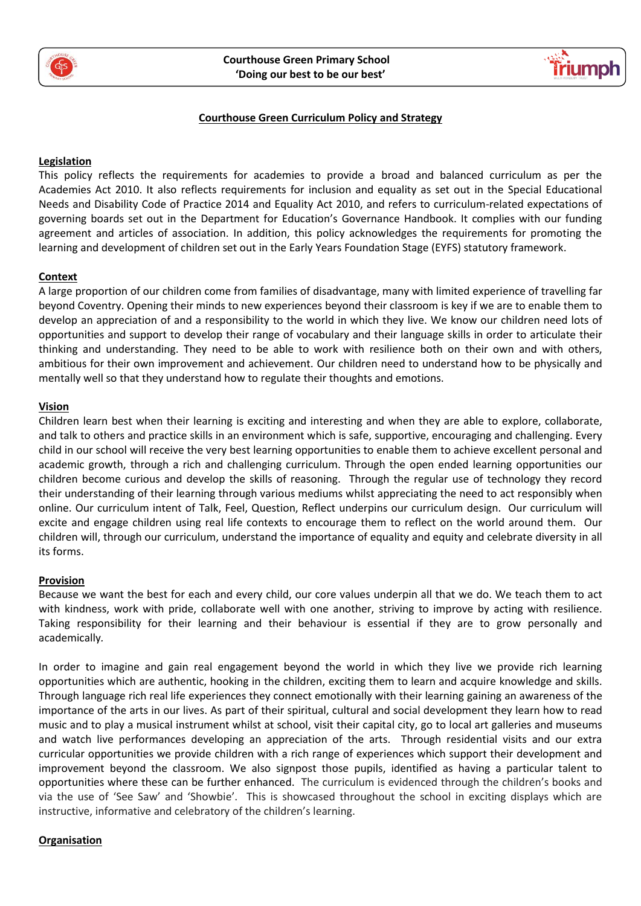**Courthouse Green Primary School**
**'Doing our best to be our best'**

# Courthouse Green Curriculum Policy and Strategy

## Legislation

This policy reflects the requirements for academies to provide a broad and balanced curriculum as per the Academies Act 2010. It also reflects requirements for inclusion and equality as set out in the Special Educational Needs and Disability Code of Practice 2014 and Equality Act 2010, and refers to curriculum-related expectations of governing boards set out in the Department for Education's Governance Handbook. It complies with our funding agreement and articles of association. In addition, this policy acknowledges the requirements for promoting the learning and development of children set out in the Early Years Foundation Stage (EYFS) statutory framework.

## Context

A large proportion of our children come from families of disadvantage, many with limited experience of travelling far beyond Coventry. Opening their minds to new experiences beyond their classroom is key if we are to enable them to develop an appreciation of and a responsibility to the world in which they live. We know our children need lots of opportunities and support to develop their range of vocabulary and their language skills in order to articulate their thinking and understanding. They need to be able to work with resilience both on their own and with others, ambitious for their own improvement and achievement. Our children need to understand how to be physically and mentally well so that they understand how to regulate their thoughts and emotions.

## Vision

Children learn best when their learning is exciting and interesting and when they are able to explore, collaborate, and talk to others and practice skills in an environment which is safe, supportive, encouraging and challenging. Every child in our school will receive the very best learning opportunities to enable them to achieve excellent personal and academic growth, through a rich and challenging curriculum. Through the open ended learning opportunities our children become curious and develop the skills of reasoning. Through the regular use of technology they record their understanding of their learning through various mediums whilst appreciating the need to act responsibly when online. Our curriculum intent of Talk, Feel, Question, Reflect underpins our curriculum design. Our curriculum will excite and engage children using real life contexts to encourage them to reflect on the world around them. Our children will, through our curriculum, understand the importance of equality and equity and celebrate diversity in all its forms.

## Provision

Because we want the best for each and every child, our core values underpin all that we do. We teach them to act with kindness, work with pride, collaborate well with one another, striving to improve by acting with resilience. Taking responsibility for their learning and their behaviour is essential if they are to grow personally and academically.

In order to imagine and gain real engagement beyond the world in which they live we provide rich learning opportunities which are authentic, hooking in the children, exciting them to learn and acquire knowledge and skills. Through language rich real life experiences they connect emotionally with their learning gaining an awareness of the importance of the arts in our lives. As part of their spiritual, cultural and social development they learn how to read music and to play a musical instrument whilst at school, visit their capital city, go to local art galleries and museums and watch live performances developing an appreciation of the arts. Through residential visits and our extra curricular opportunities we provide children with a rich range of experiences which support their development and improvement beyond the classroom. We also signpost those pupils, identified as having a particular talent to opportunities where these can be further enhanced. The curriculum is evidenced through the children's books and via the use of 'See Saw' and 'Showbie'. This is showcased throughout the school in exciting displays which are instructive, informative and celebratory of the children's learning.

## Organisation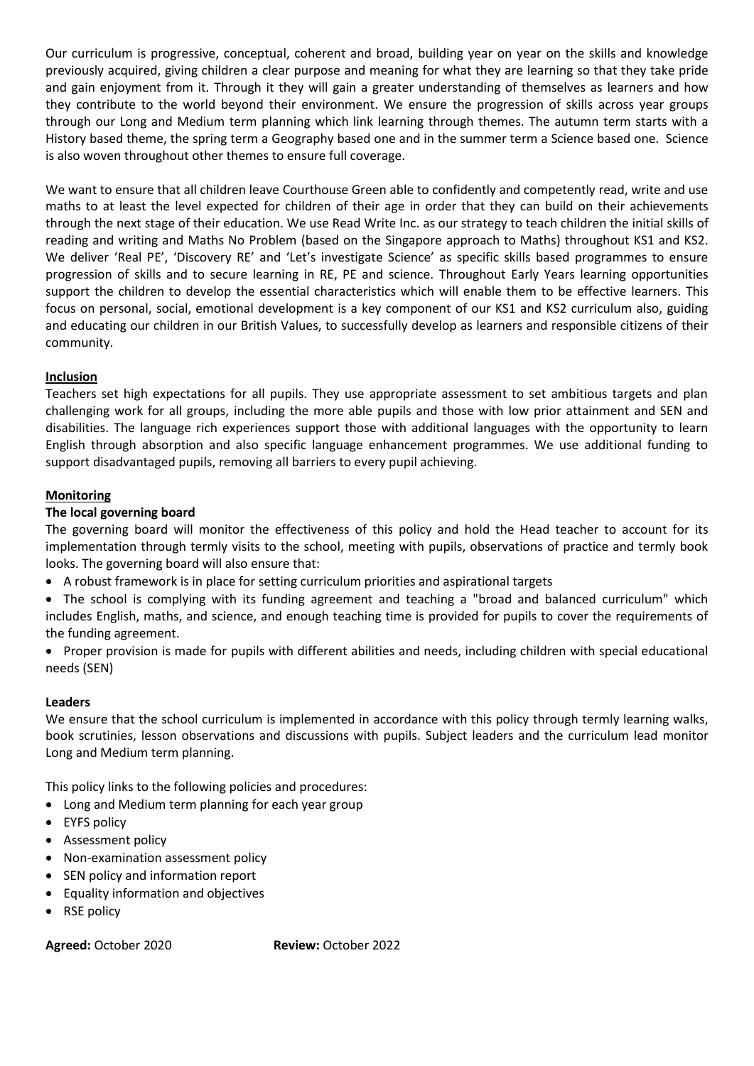Our curriculum is progressive, conceptual, coherent and broad, building year on year on the skills and knowledge previously acquired, giving children a clear purpose and meaning for what they are learning so that they take pride and gain enjoyment from it. Through it they will gain a greater understanding of themselves as learners and how they contribute to the world beyond their environment. We ensure the progression of skills across year groups through our Long and Medium term planning which link learning through themes. The autumn term starts with a History based theme, the spring term a Geography based one and in the summer term a Science based one. Science is also woven throughout other themes to ensure full coverage.

We want to ensure that all children leave Courthouse Green able to confidently and competently read, write and use maths to at least the level expected for children of their age in order that they can build on their achievements through the next stage of their education. We use Read Write Inc. as our strategy to teach children the initial skills of reading and writing and Maths No Problem (based on the Singapore approach to Maths) throughout KS1 and KS2. We deliver 'Real PE', 'Discovery RE' and 'Let's investigate Science' as specific skills based programmes to ensure progression of skills and to secure learning in RE, PE and science. Throughout Early Years learning opportunities support the children to develop the essential characteristics which will enable them to be effective learners. This focus on personal, social, emotional development is a key component of our KS1 and KS2 curriculum also, guiding and educating our children in our British Values, to successfully develop as learners and responsible citizens of their community.

## Inclusion

Teachers set high expectations for all pupils. They use appropriate assessment to set ambitious targets and plan challenging work for all groups, including the more able pupils and those with low prior attainment and SEN and disabilities. The language rich experiences support those with additional languages with the opportunity to learn English through absorption and also specific language enhancement programmes. We use additional funding to support disadvantaged pupils, removing all barriers to every pupil achieving.

## Monitoring

### The local governing board

The governing board will monitor the effectiveness of this policy and hold the Head teacher to account for its implementation through termly visits to the school, meeting with pupils, observations of practice and termly book looks. The governing board will also ensure that:

- A robust framework is in place for setting curriculum priorities and aspirational targets
- The school is complying with its funding agreement and teaching a "broad and balanced curriculum" which includes English, maths, and science, and enough teaching time is provided for pupils to cover the requirements of the funding agreement.
- Proper provision is made for pupils with different abilities and needs, including children with special educational needs (SEN)

### Leaders

We ensure that the school curriculum is implemented in accordance with this policy through termly learning walks, book scrutinies, lesson observations and discussions with pupils. Subject leaders and the curriculum lead monitor Long and Medium term planning.

This policy links to the following policies and procedures:

- Long and Medium term planning for each year group
- EYFS policy
- Assessment policy
- Non-examination assessment policy
- SEN policy and information report
- Equality information and objectives
- RSE policy

**Agreed:** October 2020 **Review:** October 2022